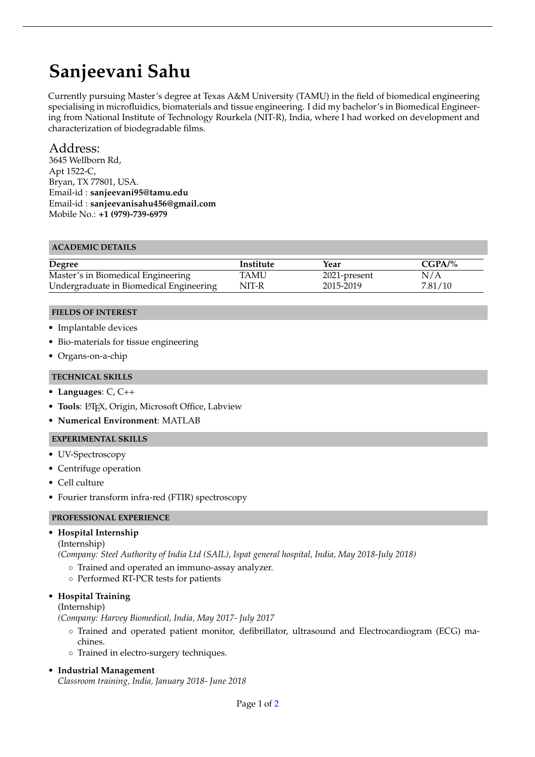# Sanjeevani Sahu

Currently pursuing Master's degree at Texas A&M University (TAMU) in the field of biomedical engineering specialising in microfluidics, biomaterials and tissue engineering. I did my bachelor's in Biomedical Engineering from National Institute of Technology Rourkela (NIT-R), India, where I had worked on development and characterization of biodegradable films.

## Address:

3645 Wellborn Rd,  
Apt 1522-C,  
Bryan, TX 77801, USA.  
Email-id : **sanjeevani95@tamu.edu**  
Email-id : **sanjeevanisahu456@gmail.com**  
Mobile No.: **+1 (979)-739-6979**

## ACADEMIC DETAILS

| Degree | Institute | Year | CGPA/% |
|---|---|---|---|
| Master's in Biomedical Engineering | TAMU | 2021-present | N/A |
| Undergraduate in Biomedical Engineering | NIT-R | 2015-2019 | 7.81/10 |

## FIELDS OF INTEREST

- Implantable devices
- Bio-materials for tissue engineering
- Organs-on-a-chip

## TECHNICAL SKILLS

- **Languages**: C, C++
- **Tools**: LaTeX, Origin, Microsoft Office, Labview
- **Numerical Environment**: MATLAB

## EXPERIMENTAL SKILLS

- UV-Spectroscopy
- Centrifuge operation
- Cell culture
- Fourier transform infra-red (FTIR) spectroscopy

## PROFESSIONAL EXPERIENCE

- **Hospital Internship**  
  (Internship)  
  *(Company: Steel Authority of India Ltd (SAIL), Ispat general hospital, India, May 2018-July 2018)*
  - Trained and operated an immuno-assay analyzer.
  - Performed RT-PCR tests for patients
- **Hospital Training**  
  (Internship)  
  *(Company: Harvey Biomedical, India, May 2017- July 2017*
  - Trained and operated patient monitor, defibrillator, ultrasound and Electrocardiogram (ECG) machines.
  - Trained in electro-surgery techniques.
- **Industrial Management**  
  *Classroom training, India, January 2018- June 2018*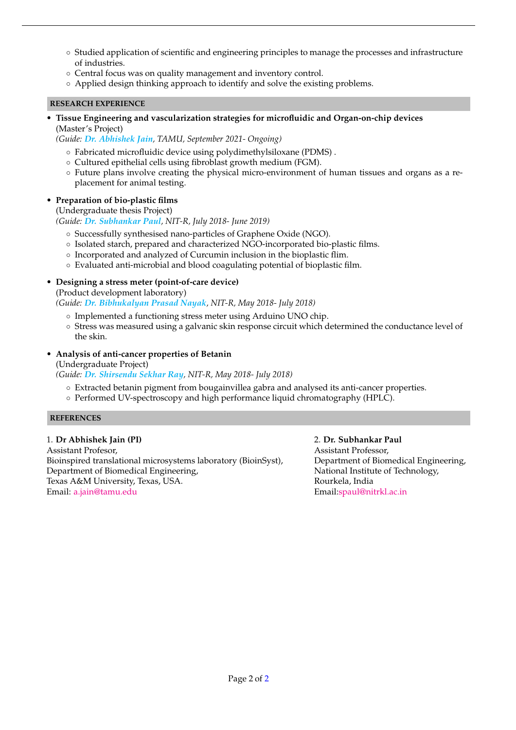- Studied application of scientific and engineering principles to manage the processes and infrastructure of industries.
- Central focus was on quality management and inventory control.
- Applied design thinking approach to identify and solve the existing problems.

## RESEARCH EXPERIENCE

- **Tissue Engineering and vascularization strategies for microfluidic and Organ-on-chip devices**
  (Master's Project)
  *(Guide: **Dr. Abhishek Jain**, TAMU, September 2021- Ongoing)*
  - Fabricated microfluidic device using polydimethylsiloxane (PDMS) .
  - Cultured epithelial cells using fibroblast growth medium (FGM).
  - Future plans involve creating the physical micro-environment of human tissues and organs as a replacement for animal testing.

- **Preparation of bio-plastic films**
  (Undergraduate thesis Project)
  *(Guide: **Dr. Subhankar Paul**, NIT-R, July 2018- June 2019)*
  - Successfully synthesised nano-particles of Graphene Oxide (NGO).
  - Isolated starch, prepared and characterized NGO-incorporated bio-plastic films.
  - Incorporated and analyzed of Curcumin inclusion in the bioplastic flim.
  - Evaluated anti-microbial and blood coagulating potential of bioplastic film.

- **Designing a stress meter (point-of-care device)**
  (Product development laboratory)
  *(Guide: **Dr. Bibhukalyan Prasad Nayak**, NIT-R, May 2018- July 2018)*
  - Implemented a functioning stress meter using Arduino UNO chip.
  - Stress was measured using a galvanic skin response circuit which determined the conductance level of the skin.

- **Analysis of anti-cancer properties of Betanin**
  (Undergraduate Project)
  *(Guide: **Dr. Shirsendu Sekhar Ray**, NIT-R, May 2018- July 2018)*
  - Extracted betanin pigment from bougainvillea gabra and analysed its anti-cancer properties.
  - Performed UV-spectroscopy and high performance liquid chromatography (HPLC).

## REFERENCES

1. **Dr Abhishek Jain (PI)**
   Assistant Profesor,
   Bioinspired translational microsystems laboratory (BioinSyst),
   Department of Biomedical Engineering,
   Texas A&M University, Texas, USA.
   Email: a.jain@tamu.edu

2. **Dr. Subhankar Paul**
   Assistant Professor,
   Department of Biomedical Engineering,
   National Institute of Technology,
   Rourkela, India
   Email:spaul@nitrkl.ac.in